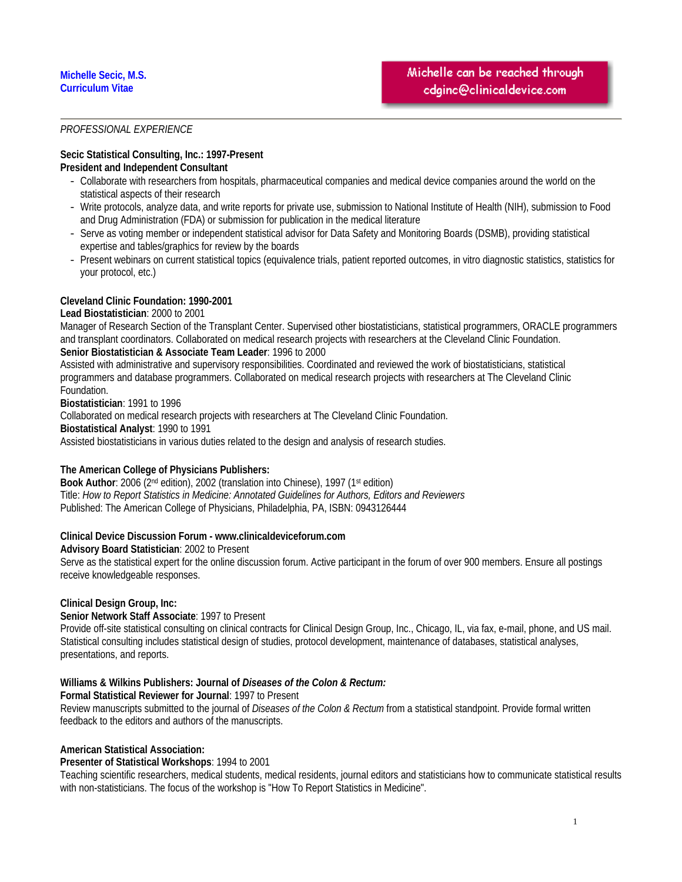**Michelle Secic, M.S.**
**Curriculum Vitae**

Michelle can be reached through cdginc@clinicaldevice.com

---

*PROFESSIONAL EXPERIENCE*

**Secic Statistical Consulting, Inc.: 1997-Present**
**President and Independent Consultant**

- Collaborate with researchers from hospitals, pharmaceutical companies and medical device companies around the world on the statistical aspects of their research
- Write protocols, analyze data, and write reports for private use, submission to National Institute of Health (NIH), submission to Food and Drug Administration (FDA) or submission for publication in the medical literature
- Serve as voting member or independent statistical advisor for Data Safety and Monitoring Boards (DSMB), providing statistical expertise and tables/graphics for review by the boards
- Present webinars on current statistical topics (equivalence trials, patient reported outcomes, in vitro diagnostic statistics, statistics for your protocol, etc.)

**Cleveland Clinic Foundation: 1990-2001**
**Lead Biostatistician**: 2000 to 2001
Manager of Research Section of the Transplant Center. Supervised other biostatisticians, statistical programmers, ORACLE programmers and transplant coordinators. Collaborated on medical research projects with researchers at the Cleveland Clinic Foundation.
**Senior Biostatistician & Associate Team Leader**: 1996 to 2000
Assisted with administrative and supervisory responsibilities. Coordinated and reviewed the work of biostatisticians, statistical programmers and database programmers. Collaborated on medical research projects with researchers at The Cleveland Clinic Foundation.
**Biostatistician**: 1991 to 1996
Collaborated on medical research projects with researchers at The Cleveland Clinic Foundation.
**Biostatistical Analyst**: 1990 to 1991
Assisted biostatisticians in various duties related to the design and analysis of research studies.

**The American College of Physicians Publishers:**
**Book Author**: 2006 (2nd edition), 2002 (translation into Chinese), 1997 (1st edition)
Title: *How to Report Statistics in Medicine: Annotated Guidelines for Authors, Editors and Reviewers*
Published: The American College of Physicians, Philadelphia, PA, ISBN: 0943126444

**Clinical Device Discussion Forum - www.clinicaldeviceforum.com**
**Advisory Board Statistician**: 2002 to Present
Serve as the statistical expert for the online discussion forum. Active participant in the forum of over 900 members. Ensure all postings receive knowledgeable responses.

**Clinical Design Group, Inc:**
**Senior Network Staff Associate**: 1997 to Present
Provide off-site statistical consulting on clinical contracts for Clinical Design Group, Inc., Chicago, IL, via fax, e-mail, phone, and US mail. Statistical consulting includes statistical design of studies, protocol development, maintenance of databases, statistical analyses, presentations, and reports.

**Williams & Wilkins Publishers: Journal of *Diseases of the Colon & Rectum:***
**Formal Statistical Reviewer for Journal**: 1997 to Present
Review manuscripts submitted to the journal of *Diseases of the Colon & Rectum* from a statistical standpoint. Provide formal written feedback to the editors and authors of the manuscripts.

**American Statistical Association:**
**Presenter of Statistical Workshops**: 1994 to 2001
Teaching scientific researchers, medical students, medical residents, journal editors and statisticians how to communicate statistical results with non-statisticians. The focus of the workshop is "How To Report Statistics in Medicine".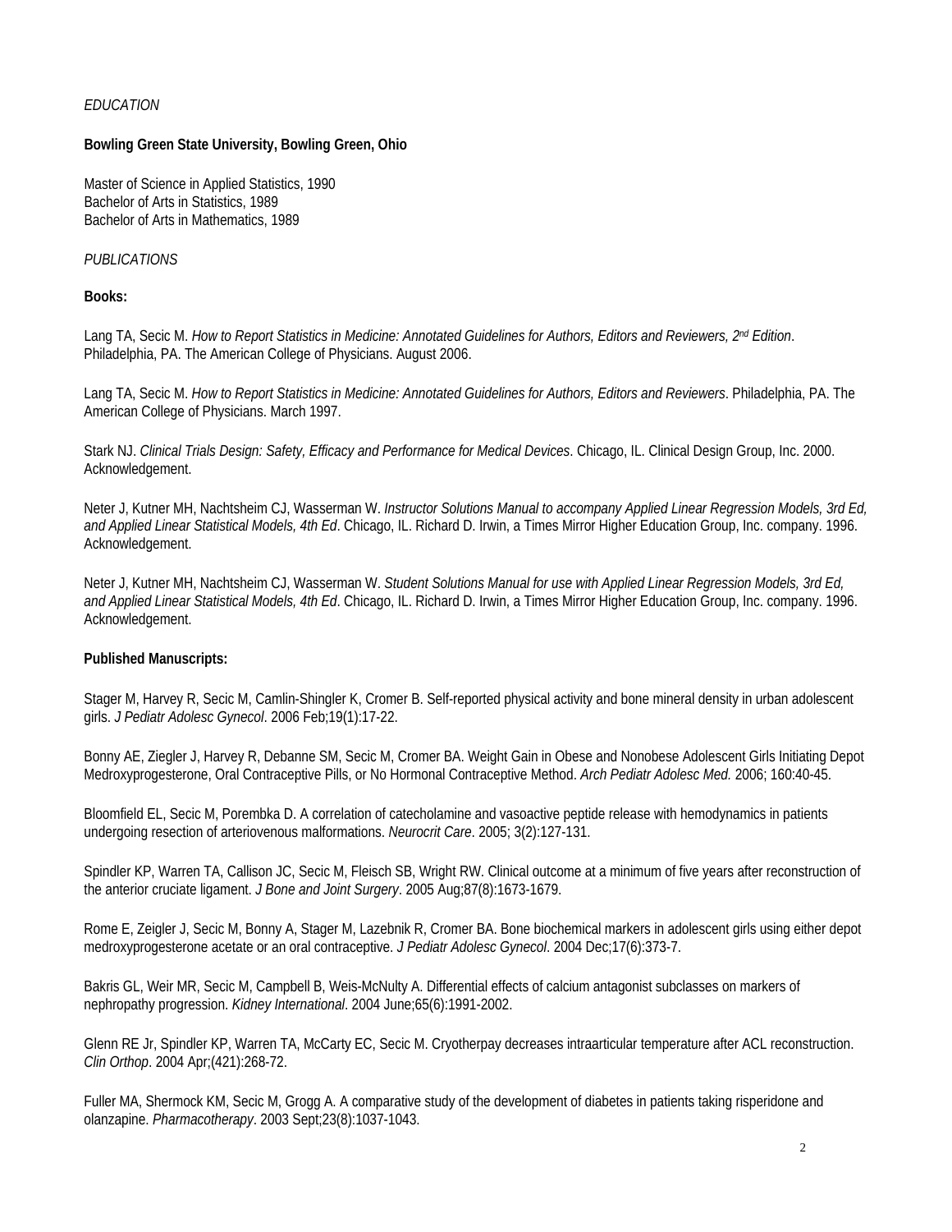*EDUCATION*

**Bowling Green State University, Bowling Green, Ohio**

Master of Science in Applied Statistics, 1990
Bachelor of Arts in Statistics, 1989
Bachelor of Arts in Mathematics, 1989

*PUBLICATIONS*

**Books:**

Lang TA, Secic M. *How to Report Statistics in Medicine: Annotated Guidelines for Authors, Editors and Reviewers, 2nd Edition*. Philadelphia, PA. The American College of Physicians. August 2006.

Lang TA, Secic M. *How to Report Statistics in Medicine: Annotated Guidelines for Authors, Editors and Reviewers*. Philadelphia, PA. The American College of Physicians. March 1997.

Stark NJ. *Clinical Trials Design: Safety, Efficacy and Performance for Medical Devices*. Chicago, IL. Clinical Design Group, Inc. 2000. Acknowledgement.

Neter J, Kutner MH, Nachtsheim CJ, Wasserman W. *Instructor Solutions Manual to accompany Applied Linear Regression Models, 3rd Ed, and Applied Linear Statistical Models, 4th Ed*. Chicago, IL. Richard D. Irwin, a Times Mirror Higher Education Group, Inc. company. 1996. Acknowledgement.

Neter J, Kutner MH, Nachtsheim CJ, Wasserman W. *Student Solutions Manual for use with Applied Linear Regression Models, 3rd Ed, and Applied Linear Statistical Models, 4th Ed*. Chicago, IL. Richard D. Irwin, a Times Mirror Higher Education Group, Inc. company. 1996. Acknowledgement.

**Published Manuscripts:**

Stager M, Harvey R, Secic M, Camlin-Shingler K, Cromer B. Self-reported physical activity and bone mineral density in urban adolescent girls. *J Pediatr Adolesc Gynecol*. 2006 Feb;19(1):17-22.

Bonny AE, Ziegler J, Harvey R, Debanne SM, Secic M, Cromer BA. Weight Gain in Obese and Nonobese Adolescent Girls Initiating Depot Medroxyprogesterone, Oral Contraceptive Pills, or No Hormonal Contraceptive Method. *Arch Pediatr Adolesc Med.* 2006; 160:40-45.

Bloomfield EL, Secic M, Porembka D. A correlation of catecholamine and vasoactive peptide release with hemodynamics in patients undergoing resection of arteriovenous malformations. *Neurocrit Care*. 2005; 3(2):127-131.

Spindler KP, Warren TA, Callison JC, Secic M, Fleisch SB, Wright RW. Clinical outcome at a minimum of five years after reconstruction of the anterior cruciate ligament. *J Bone and Joint Surgery*. 2005 Aug;87(8):1673-1679.

Rome E, Zeigler J, Secic M, Bonny A, Stager M, Lazebnik R, Cromer BA. Bone biochemical markers in adolescent girls using either depot medroxyprogesterone acetate or an oral contraceptive. *J Pediatr Adolesc Gynecol*. 2004 Dec;17(6):373-7.

Bakris GL, Weir MR, Secic M, Campbell B, Weis-McNulty A. Differential effects of calcium antagonist subclasses on markers of nephropathy progression. *Kidney International*. 2004 June;65(6):1991-2002.

Glenn RE Jr, Spindler KP, Warren TA, McCarty EC, Secic M. Cryotherpay decreases intraarticular temperature after ACL reconstruction. *Clin Orthop*. 2004 Apr;(421):268-72.

Fuller MA, Shermock KM, Secic M, Grogg A. A comparative study of the development of diabetes in patients taking risperidone and olanzapine. *Pharmacotherapy*. 2003 Sept;23(8):1037-1043.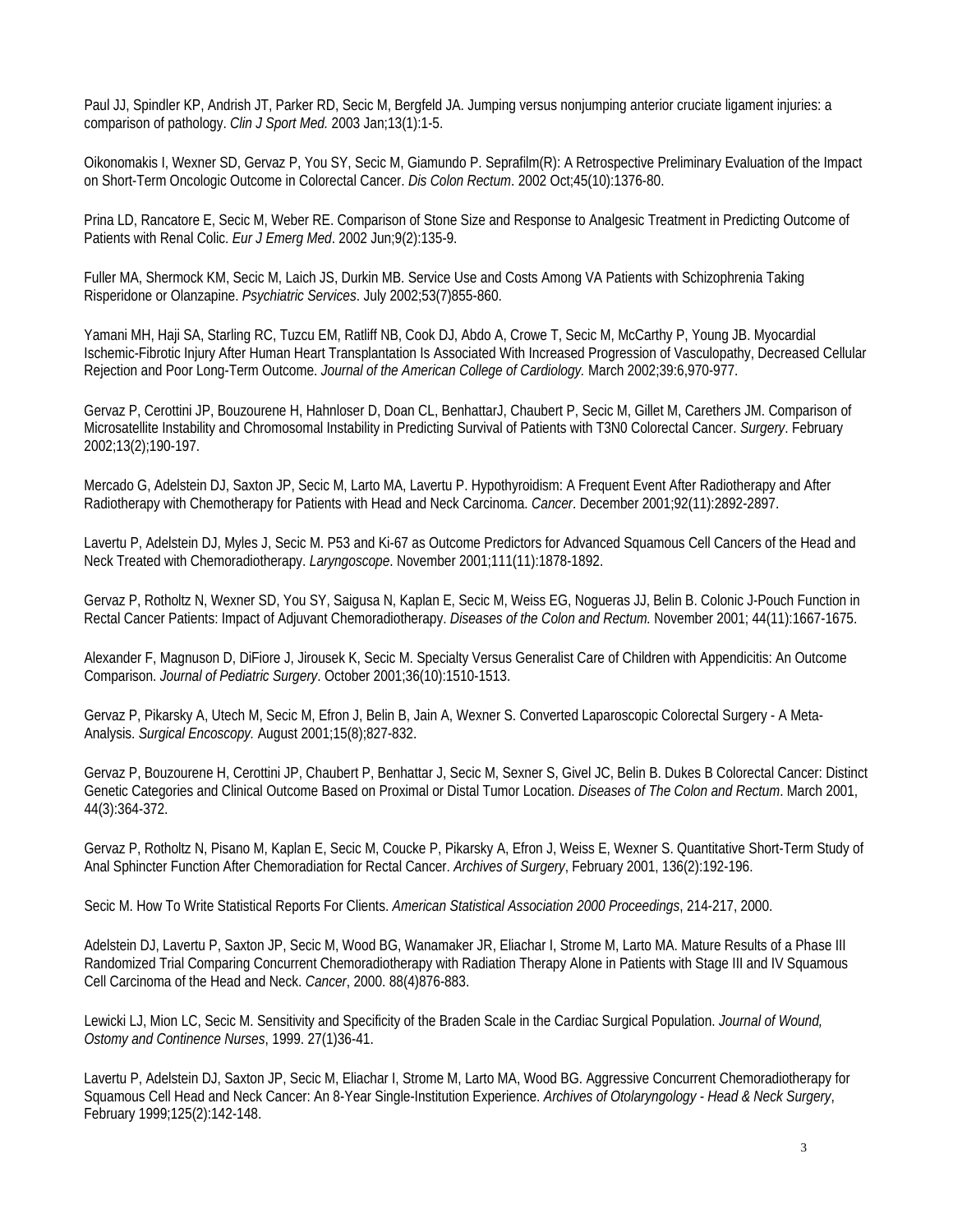Paul JJ, Spindler KP, Andrish JT, Parker RD, Secic M, Bergfeld JA. Jumping versus nonjumping anterior cruciate ligament injuries: a comparison of pathology. *Clin J Sport Med.* 2003 Jan;13(1):1-5.

Oikonomakis I, Wexner SD, Gervaz P, You SY, Secic M, Giamundo P. Seprafilm(R): A Retrospective Preliminary Evaluation of the Impact on Short-Term Oncologic Outcome in Colorectal Cancer. *Dis Colon Rectum*. 2002 Oct;45(10):1376-80.

Prina LD, Rancatore E, Secic M, Weber RE. Comparison of Stone Size and Response to Analgesic Treatment in Predicting Outcome of Patients with Renal Colic. *Eur J Emerg Med*. 2002 Jun;9(2):135-9.

Fuller MA, Shermock KM, Secic M, Laich JS, Durkin MB. Service Use and Costs Among VA Patients with Schizophrenia Taking Risperidone or Olanzapine. *Psychiatric Services*. July 2002;53(7)855-860.

Yamani MH, Haji SA, Starling RC, Tuzcu EM, Ratliff NB, Cook DJ, Abdo A, Crowe T, Secic M, McCarthy P, Young JB. Myocardial Ischemic-Fibrotic Injury After Human Heart Transplantation Is Associated With Increased Progression of Vasculopathy, Decreased Cellular Rejection and Poor Long-Term Outcome. *Journal of the American College of Cardiology.* March 2002;39:6,970-977.

Gervaz P, Cerottini JP, Bouzourene H, Hahnloser D, Doan CL, BenhattarJ, Chaubert P, Secic M, Gillet M, Carethers JM. Comparison of Microsatellite Instability and Chromosomal Instability in Predicting Survival of Patients with T3N0 Colorectal Cancer. *Surgery*. February 2002;13(2);190-197.

Mercado G, Adelstein DJ, Saxton JP, Secic M, Larto MA, Lavertu P. Hypothyroidism: A Frequent Event After Radiotherapy and After Radiotherapy with Chemotherapy for Patients with Head and Neck Carcinoma. *Cancer*. December 2001;92(11):2892-2897.

Lavertu P, Adelstein DJ, Myles J, Secic M. P53 and Ki-67 as Outcome Predictors for Advanced Squamous Cell Cancers of the Head and Neck Treated with Chemoradiotherapy. *Laryngoscope*. November 2001;111(11):1878-1892.

Gervaz P, Rotholtz N, Wexner SD, You SY, Saigusa N, Kaplan E, Secic M, Weiss EG, Nogueras JJ, Belin B. Colonic J-Pouch Function in Rectal Cancer Patients: Impact of Adjuvant Chemoradiotherapy. *Diseases of the Colon and Rectum.* November 2001; 44(11):1667-1675.

Alexander F, Magnuson D, DiFiore J, Jirousek K, Secic M. Specialty Versus Generalist Care of Children with Appendicitis: An Outcome Comparison. *Journal of Pediatric Surgery*. October 2001;36(10):1510-1513.

Gervaz P, Pikarsky A, Utech M, Secic M, Efron J, Belin B, Jain A, Wexner S. Converted Laparoscopic Colorectal Surgery - A Meta-Analysis. *Surgical Encoscopy.* August 2001;15(8);827-832.

Gervaz P, Bouzourene H, Cerottini JP, Chaubert P, Benhattar J, Secic M, Sexner S, Givel JC, Belin B. Dukes B Colorectal Cancer: Distinct Genetic Categories and Clinical Outcome Based on Proximal or Distal Tumor Location. *Diseases of The Colon and Rectum*. March 2001, 44(3):364-372.

Gervaz P, Rotholtz N, Pisano M, Kaplan E, Secic M, Coucke P, Pikarsky A, Efron J, Weiss E, Wexner S. Quantitative Short-Term Study of Anal Sphincter Function After Chemoradiation for Rectal Cancer. *Archives of Surgery*, February 2001, 136(2):192-196.

Secic M. How To Write Statistical Reports For Clients. *American Statistical Association 2000 Proceedings*, 214-217, 2000.

Adelstein DJ, Lavertu P, Saxton JP, Secic M, Wood BG, Wanamaker JR, Eliachar I, Strome M, Larto MA. Mature Results of a Phase III Randomized Trial Comparing Concurrent Chemoradiotherapy with Radiation Therapy Alone in Patients with Stage III and IV Squamous Cell Carcinoma of the Head and Neck. *Cancer*, 2000. 88(4)876-883.

Lewicki LJ, Mion LC, Secic M. Sensitivity and Specificity of the Braden Scale in the Cardiac Surgical Population. *Journal of Wound, Ostomy and Continence Nurses*, 1999. 27(1)36-41.

Lavertu P, Adelstein DJ, Saxton JP, Secic M, Eliachar I, Strome M, Larto MA, Wood BG. Aggressive Concurrent Chemoradiotherapy for Squamous Cell Head and Neck Cancer: An 8-Year Single-Institution Experience. *Archives of Otolaryngology - Head & Neck Surgery*, February 1999;125(2):142-148.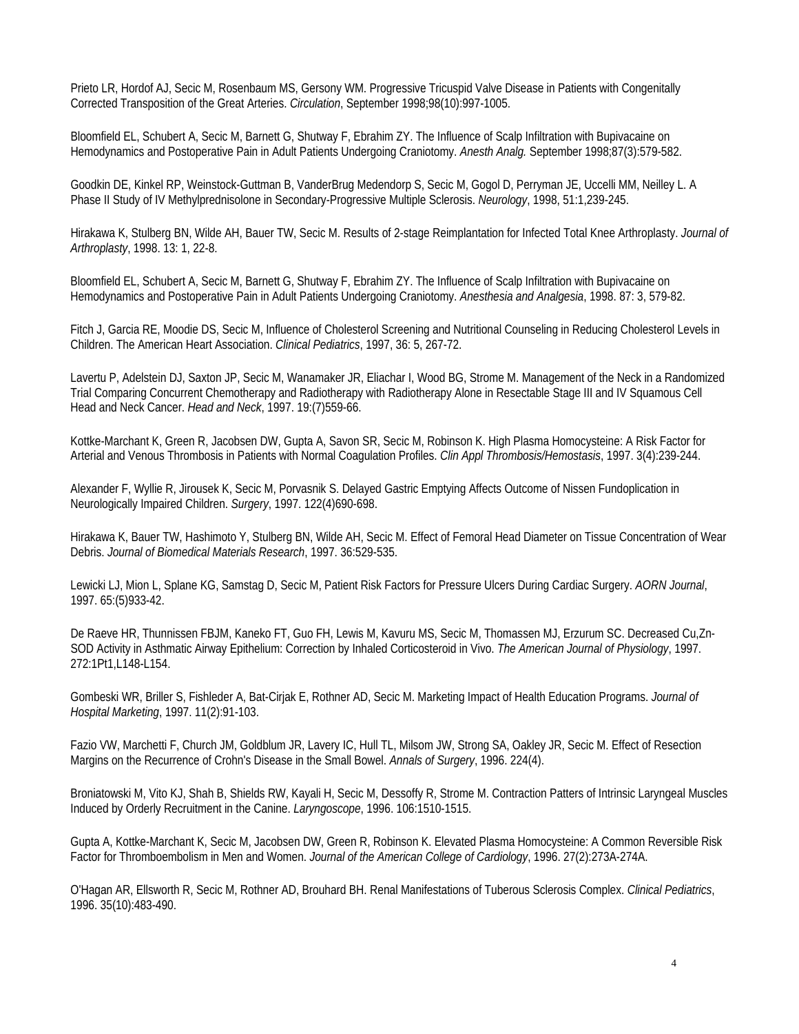Prieto LR, Hordof AJ, Secic M, Rosenbaum MS, Gersony WM. Progressive Tricuspid Valve Disease in Patients with Congenitally Corrected Transposition of the Great Arteries. *Circulation*, September 1998;98(10):997-1005.

Bloomfield EL, Schubert A, Secic M, Barnett G, Shutway F, Ebrahim ZY. The Influence of Scalp Infiltration with Bupivacaine on Hemodynamics and Postoperative Pain in Adult Patients Undergoing Craniotomy. *Anesth Analg.* September 1998;87(3):579-582.

Goodkin DE, Kinkel RP, Weinstock-Guttman B, VanderBrug Medendorp S, Secic M, Gogol D, Perryman JE, Uccelli MM, Neilley L. A Phase II Study of IV Methylprednisolone in Secondary-Progressive Multiple Sclerosis. *Neurology*, 1998, 51:1,239-245.

Hirakawa K, Stulberg BN, Wilde AH, Bauer TW, Secic M. Results of 2-stage Reimplantation for Infected Total Knee Arthroplasty. *Journal of Arthroplasty*, 1998. 13: 1, 22-8.

Bloomfield EL, Schubert A, Secic M, Barnett G, Shutway F, Ebrahim ZY. The Influence of Scalp Infiltration with Bupivacaine on Hemodynamics and Postoperative Pain in Adult Patients Undergoing Craniotomy. *Anesthesia and Analgesia*, 1998. 87: 3, 579-82.

Fitch J, Garcia RE, Moodie DS, Secic M, Influence of Cholesterol Screening and Nutritional Counseling in Reducing Cholesterol Levels in Children. The American Heart Association. *Clinical Pediatrics*, 1997, 36: 5, 267-72.

Lavertu P, Adelstein DJ, Saxton JP, Secic M, Wanamaker JR, Eliachar I, Wood BG, Strome M. Management of the Neck in a Randomized Trial Comparing Concurrent Chemotherapy and Radiotherapy with Radiotherapy Alone in Resectable Stage III and IV Squamous Cell Head and Neck Cancer. *Head and Neck*, 1997. 19:(7)559-66.

Kottke-Marchant K, Green R, Jacobsen DW, Gupta A, Savon SR, Secic M, Robinson K. High Plasma Homocysteine: A Risk Factor for Arterial and Venous Thrombosis in Patients with Normal Coagulation Profiles. *Clin Appl Thrombosis/Hemostasis*, 1997. 3(4):239-244.

Alexander F, Wyllie R, Jirousek K, Secic M, Porvasnik S. Delayed Gastric Emptying Affects Outcome of Nissen Fundoplication in Neurologically Impaired Children. *Surgery*, 1997. 122(4)690-698.

Hirakawa K, Bauer TW, Hashimoto Y, Stulberg BN, Wilde AH, Secic M. Effect of Femoral Head Diameter on Tissue Concentration of Wear Debris. *Journal of Biomedical Materials Research*, 1997. 36:529-535.

Lewicki LJ, Mion L, Splane KG, Samstag D, Secic M, Patient Risk Factors for Pressure Ulcers During Cardiac Surgery. *AORN Journal*, 1997. 65:(5)933-42.

De Raeve HR, Thunnissen FBJM, Kaneko FT, Guo FH, Lewis M, Kavuru MS, Secic M, Thomassen MJ, Erzurum SC. Decreased Cu,Zn-SOD Activity in Asthmatic Airway Epithelium: Correction by Inhaled Corticosteroid in Vivo. *The American Journal of Physiology*, 1997. 272:1Pt1,L148-L154.

Gombeski WR, Briller S, Fishleder A, Bat-Cirjak E, Rothner AD, Secic M. Marketing Impact of Health Education Programs. *Journal of Hospital Marketing*, 1997. 11(2):91-103.

Fazio VW, Marchetti F, Church JM, Goldblum JR, Lavery IC, Hull TL, Milsom JW, Strong SA, Oakley JR, Secic M. Effect of Resection Margins on the Recurrence of Crohn's Disease in the Small Bowel. *Annals of Surgery*, 1996. 224(4).

Broniatowski M, Vito KJ, Shah B, Shields RW, Kayali H, Secic M, Dessoffy R, Strome M. Contraction Patters of Intrinsic Laryngeal Muscles Induced by Orderly Recruitment in the Canine. *Laryngoscope*, 1996. 106:1510-1515.

Gupta A, Kottke-Marchant K, Secic M, Jacobsen DW, Green R, Robinson K. Elevated Plasma Homocysteine: A Common Reversible Risk Factor for Thromboembolism in Men and Women. *Journal of the American College of Cardiology*, 1996. 27(2):273A-274A.

O'Hagan AR, Ellsworth R, Secic M, Rothner AD, Brouhard BH. Renal Manifestations of Tuberous Sclerosis Complex. *Clinical Pediatrics*, 1996. 35(10):483-490.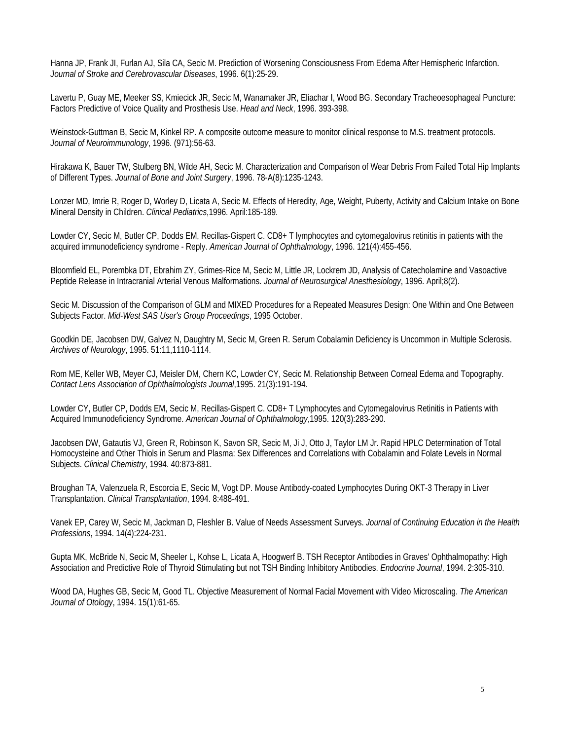Hanna JP, Frank JI, Furlan AJ, Sila CA, Secic M. Prediction of Worsening Consciousness From Edema After Hemispheric Infarction. *Journal of Stroke and Cerebrovascular Diseases*, 1996. 6(1):25-29.

Lavertu P, Guay ME, Meeker SS, Kmiecick JR, Secic M, Wanamaker JR, Eliachar I, Wood BG. Secondary Tracheoesophageal Puncture: Factors Predictive of Voice Quality and Prosthesis Use. *Head and Neck*, 1996. 393-398.

Weinstock-Guttman B, Secic M, Kinkel RP. A composite outcome measure to monitor clinical response to M.S. treatment protocols. *Journal of Neuroimmunology*, 1996. (971):56-63.

Hirakawa K, Bauer TW, Stulberg BN, Wilde AH, Secic M. Characterization and Comparison of Wear Debris From Failed Total Hip Implants of Different Types. *Journal of Bone and Joint Surgery*, 1996. 78-A(8):1235-1243.

Lonzer MD, Imrie R, Roger D, Worley D, Licata A, Secic M. Effects of Heredity, Age, Weight, Puberty, Activity and Calcium Intake on Bone Mineral Density in Children. *Clinical Pediatrics*,1996. April:185-189.

Lowder CY, Secic M, Butler CP, Dodds EM, Recillas-Gispert C. CD8+ T lymphocytes and cytomegalovirus retinitis in patients with the acquired immunodeficiency syndrome - Reply. *American Journal of Ophthalmology*, 1996. 121(4):455-456.

Bloomfield EL, Porembka DT, Ebrahim ZY, Grimes-Rice M, Secic M, Little JR, Lockrem JD, Analysis of Catecholamine and Vasoactive Peptide Release in Intracranial Arterial Venous Malformations. *Journal of Neurosurgical Anesthesiology*, 1996. April;8(2).

Secic M. Discussion of the Comparison of GLM and MIXED Procedures for a Repeated Measures Design: One Within and One Between Subjects Factor. *Mid-West SAS User's Group Proceedings*, 1995 October.

Goodkin DE, Jacobsen DW, Galvez N, Daughtry M, Secic M, Green R. Serum Cobalamin Deficiency is Uncommon in Multiple Sclerosis. *Archives of Neurology*, 1995. 51:11,1110-1114.

Rom ME, Keller WB, Meyer CJ, Meisler DM, Chern KC, Lowder CY, Secic M. Relationship Between Corneal Edema and Topography. *Contact Lens Association of Ophthalmologists Journal*,1995. 21(3):191-194.

Lowder CY, Butler CP, Dodds EM, Secic M, Recillas-Gispert C. CD8+ T Lymphocytes and Cytomegalovirus Retinitis in Patients with Acquired Immunodeficiency Syndrome. *American Journal of Ophthalmology*,1995. 120(3):283-290.

Jacobsen DW, Gatautis VJ, Green R, Robinson K, Savon SR, Secic M, Ji J, Otto J, Taylor LM Jr. Rapid HPLC Determination of Total Homocysteine and Other Thiols in Serum and Plasma: Sex Differences and Correlations with Cobalamin and Folate Levels in Normal Subjects. *Clinical Chemistry*, 1994. 40:873-881.

Broughan TA, Valenzuela R, Escorcia E, Secic M, Vogt DP. Mouse Antibody-coated Lymphocytes During OKT-3 Therapy in Liver Transplantation. *Clinical Transplantation*, 1994. 8:488-491.

Vanek EP, Carey W, Secic M, Jackman D, Fleshler B. Value of Needs Assessment Surveys. *Journal of Continuing Education in the Health Professions*, 1994. 14(4):224-231.

Gupta MK, McBride N, Secic M, Sheeler L, Kohse L, Licata A, Hoogwerf B. TSH Receptor Antibodies in Graves' Ophthalmopathy: High Association and Predictive Role of Thyroid Stimulating but not TSH Binding Inhibitory Antibodies. *Endocrine Journal*, 1994. 2:305-310.

Wood DA, Hughes GB, Secic M, Good TL. Objective Measurement of Normal Facial Movement with Video Microscaling. *The American Journal of Otology*, 1994. 15(1):61-65.